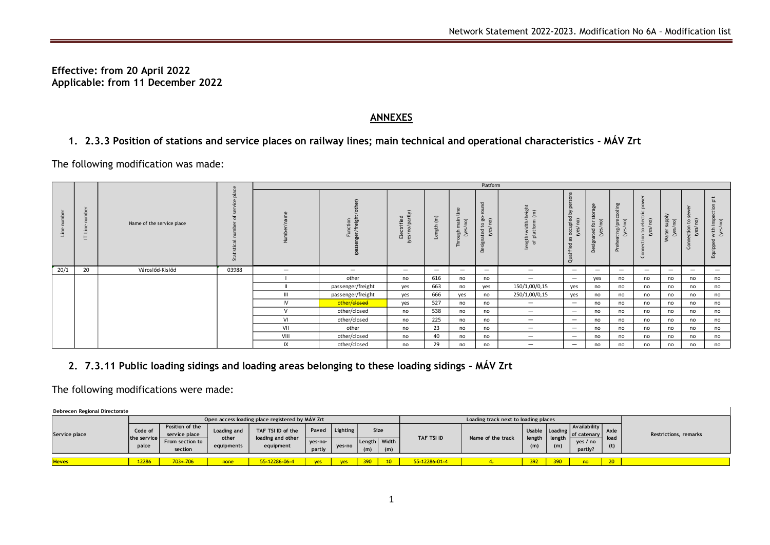**Effective: from 20 April 2022**
**Applicable: from 11 December 2022**

## ANNEXES

## 1. 2.3.3 Position of stations and service places on railway lines; main technical and operational characteristics - MÁV Zrt

The following modification was made:

| Line number | IT Line number | Name of the service place | Statistical number of service place | Platform | | | | | | | | | | | | | | |
|---|---|---|---|---|---|---|---|---|---|---|---|---|---|---|---|---|---|---|
| | | | | Number/name | Function (passenger/freight/other) | Electrified (yes/no/partly) | Length (m) | Through main line (yes/no) | Designated to go-round (yes/no) | length/width/height of platform (m) | Qualified as occupied by persons (yes/no) | Designated for storage (yes/no) | Preheating/precooling (yes/no) | Connection to electric power (yes/no) | Water supply (yes/no) | Connection to sewer (yes/no) | Equipped with inspection pit (yes/no) |
| 20/1 | 20 | Városlőd-Kislőd | 03988 | — | — | — | — | — | — | — | — | — | — | — | — | — | — |
| | | | | I | other | no | 616 | no | no | — | — | yes | no | no | no | no | no |
| | | | | II | passenger/freight | yes | 663 | no | yes | 150/1,00/0,15 | yes | no | no | no | no | no | no |
| | | | | III | passenger/freight | yes | 666 | yes | no | 250/1,00/0,15 | yes | no | no | no | no | no | no |
| | | | | IV | other/~~closed~~ | yes | 527 | no | no | — | — | no | no | no | no | no | no |
| | | | | V | other/closed | no | 538 | no | no | — | — | no | no | no | no | no | no |
| | | | | VI | other/closed | no | 225 | no | no | — | — | no | no | no | no | no | no |
| | | | | VII | other | no | 23 | no | no | — | — | no | no | no | no | no | no |
| | | | | VIII | other/closed | no | 40 | no | no | — | — | no | no | no | no | no | no |
| | | | | IX | other/closed | no | 29 | no | no | — | — | no | no | no | no | no | no |

## 2. 7.3.11 Public loading sidings and loading areas belonging to these loading sidings – MÁV Zrt

The following modifications were made:

**Debrecen Regional Directorate**

| Service place | Open access loading place registered by MÁV Zrt | | | | | | | | Loading track next to loading places | | | | | | Restrictions, remarks |
|---|---|---|---|---|---|---|---|---|---|---|---|---|---|---|---|
| | Code of the service palce | Position of the service place From section to section | Loading and other equipments | TAF TSI ID of the loading and other equipment | Paved yes-no-partly | Lighting yes-no | Size Length (m) | Size Width (m) | TAF TSI ID | Name of the track | Usable length (m) | Loading length (m) | Availability of catenary yes / no partly? | Axle load (t) | |
| ~~Heves~~ | ~~12286~~ | ~~703÷706~~ | ~~none~~ | ~~55-12286-06-4~~ | ~~yes~~ | ~~yes~~ | ~~390~~ | ~~10~~ | ~~55-12286-01-4~~ | ~~4.~~ | ~~392~~ | ~~390~~ | ~~no~~ | ~~20~~ | |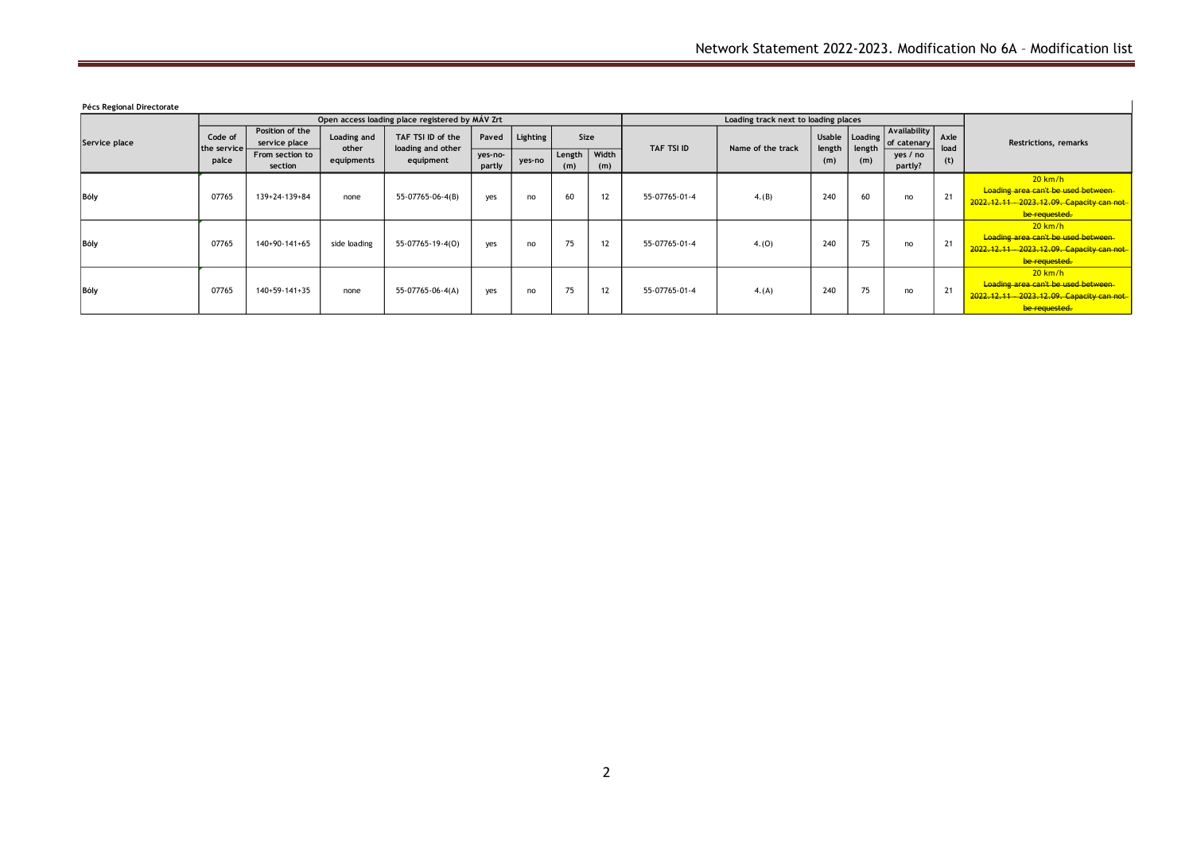**Pécs Regional Directorate**

| Service place | Open access loading place registered by MÁV Zrt | | | | | | | | Loading track next to loading places | | | | | | Restrictions, remarks |
|---|---|---|---|---|---|---|---|---|---|---|---|---|---|---|---|
| | Code of the service palce | Position of the service place | Loading and other equipments | TAF TSI ID of the loading and other equipment | Paved | Lighting | Size | | TAF TSI ID | Name of the track | Usable length (m) | Loading length (m) | Availability of catenary | Axle load (t) | |
| | | From section to section | | | yes-no-partly | yes-no | Length (m) | Width (m) | | | | | yes / no partly? | | |
| Bóly | 07765 | 139+24-139+84 | none | 55-07765-06-4(B) | yes | no | 60 | 12 | 55-07765-01-4 | 4.(B) | 240 | 60 | no | 21 | 20 km/h ~~Loading area can't be used between 2022.12.11 - 2023.12.09. Capacity can not be requested.~~ |
| Bóly | 07765 | 140+90-141+65 | side loading | 55-07765-19-4(O) | yes | no | 75 | 12 | 55-07765-01-4 | 4.(O) | 240 | 75 | no | 21 | 20 km/h ~~Loading area can't be used between 2022.12.11 - 2023.12.09. Capacity can not be requested.~~ |
| Bóly | 07765 | 140+59-141+35 | none | 55-07765-06-4(A) | yes | no | 75 | 12 | 55-07765-01-4 | 4.(A) | 240 | 75 | no | 21 | 20 km/h ~~Loading area can't be used between 2022.12.11 - 2023.12.09. Capacity can not be requested.~~ |